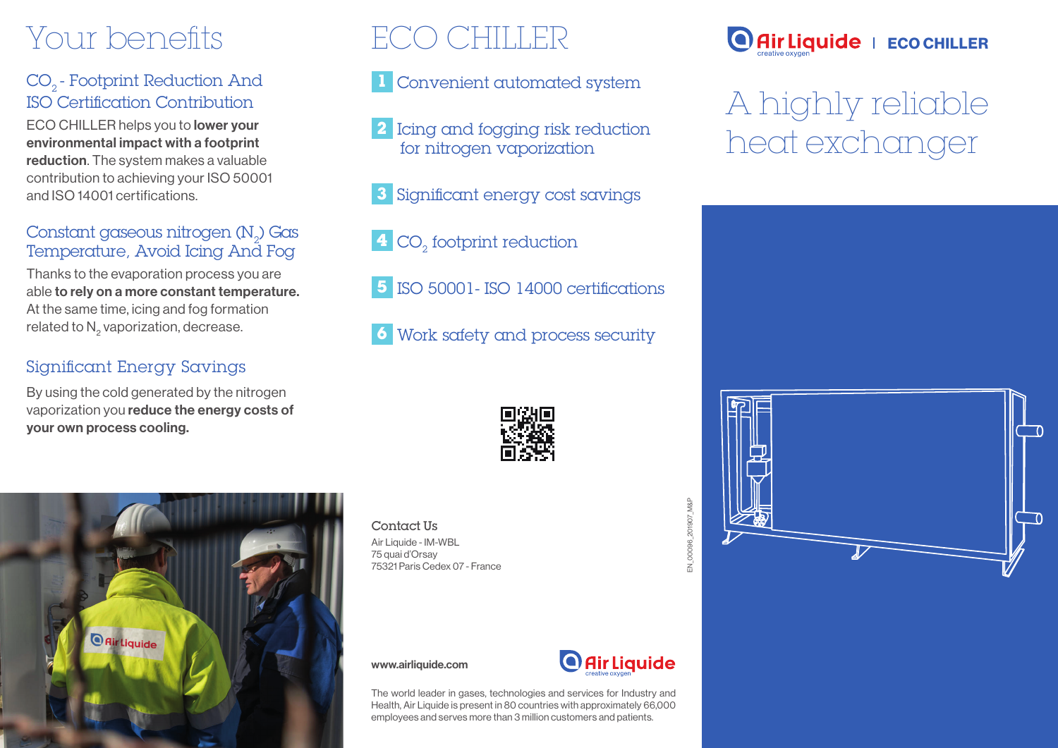# Your benefits

## $CO_2$ - Footprint Reduction And ISO Certification Contribution

ECO CHILLER helps you to **lower your environmental impact with a footprint reduction**. The system makes a valuable contribution to achieving your ISO 50001 and ISO 14001 certifications.

## Constant gaseous nitrogen ($N_2$) Gas Temperature, Avoid Icing And Fog

Thanks to the evaporation process you are able **to rely on a more constant temperature.** At the same time, icing and fog formation related to $N_2$ vaporization, decrease.

## Significant Energy Savings

By using the cold generated by the nitrogen vaporization you **reduce the energy costs of your own process cooling.**

# ECO CHILLER

1. Convenient automated system
2. Icing and fogging risk reduction for nitrogen vaporization
3. Significant energy cost savings
4. $CO_2$ footprint reduction
5. ISO 50001- ISO 14000 certifications
6. Work safety and process security

**Contact Us**

Air Liquide - IM-WBL
75 quai d'Orsay
75321 Paris Cedex 07 - France

**www.airliquide.com**

Air Liquide creative oxygen

The world leader in gases, technologies and services for Industry and Health, Air Liquide is present in 80 countries with approximately 66,000 employees and serves more than 3 million customers and patients.

EN_00096_201907_M&P

Air Liquide creative oxygen | **ECO CHILLER**

# A highly reliable heat exchanger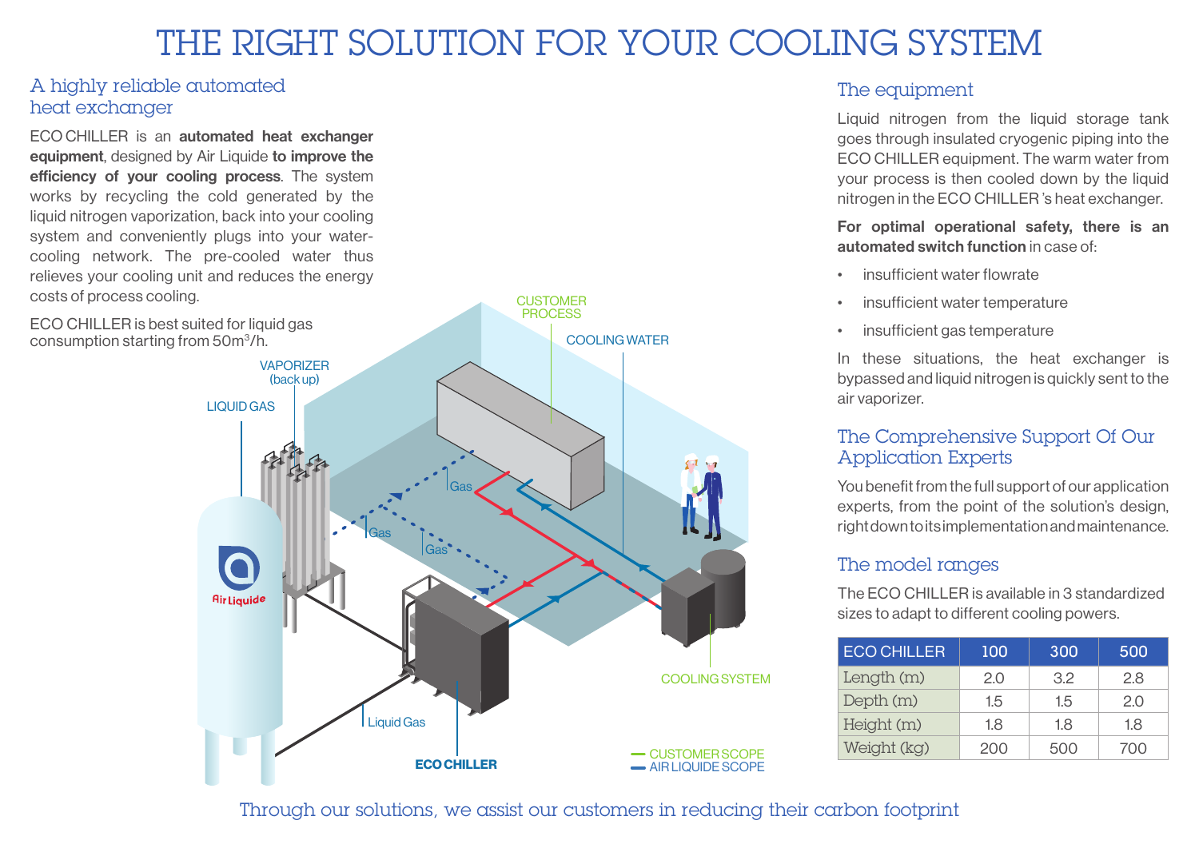# THE RIGHT SOLUTION FOR YOUR COOLING SYSTEM

## A highly reliable automated heat exchanger

ECO CHILLER is an **automated heat exchanger equipment**, designed by Air Liquide **to improve the efficiency of your cooling process**. The system works by recycling the cold generated by the liquid nitrogen vaporization, back into your cooling system and conveniently plugs into your water-cooling network. The pre-cooled water thus relieves your cooling unit and reduces the energy costs of process cooling.

ECO CHILLER is best suited for liquid gas consumption starting from 50m$^3$/h.

CUSTOMER PROCESS

COOLING WATER

VAPORIZER (back up)

LIQUID GAS

Gas

Gas

Gas

Liquid Gas

ECO CHILLER

COOLING SYSTEM

— CUSTOMER SCOPE

— AIR LIQUIDE SCOPE

## The equipment

Liquid nitrogen from the liquid storage tank goes through insulated cryogenic piping into the ECO CHILLER equipment. The warm water from your process is then cooled down by the liquid nitrogen in the ECO CHILLER 's heat exchanger.

**For optimal operational safety, there is an automated switch function** in case of:

- insufficient water flowrate
- insufficient water temperature
- insufficient gas temperature

In these situations, the heat exchanger is bypassed and liquid nitrogen is quickly sent to the air vaporizer.

## The Comprehensive Support Of Our Application Experts

You benefit from the full support of our application experts, from the point of the solution's design, right down to its implementation and maintenance.

## The model ranges

The ECO CHILLER is available in 3 standardized sizes to adapt to different cooling powers.

| ECO CHILLER | 100 | 300 | 500 |
|---|---|---|---|
| Length (m) | 2.0 | 3.2 | 2.8 |
| Depth (m) | 1.5 | 1.5 | 2.0 |
| Height (m) | 1.8 | 1.8 | 1.8 |
| Weight (kg) | 200 | 500 | 700 |

Through our solutions, we assist our customers in reducing their carbon footprint